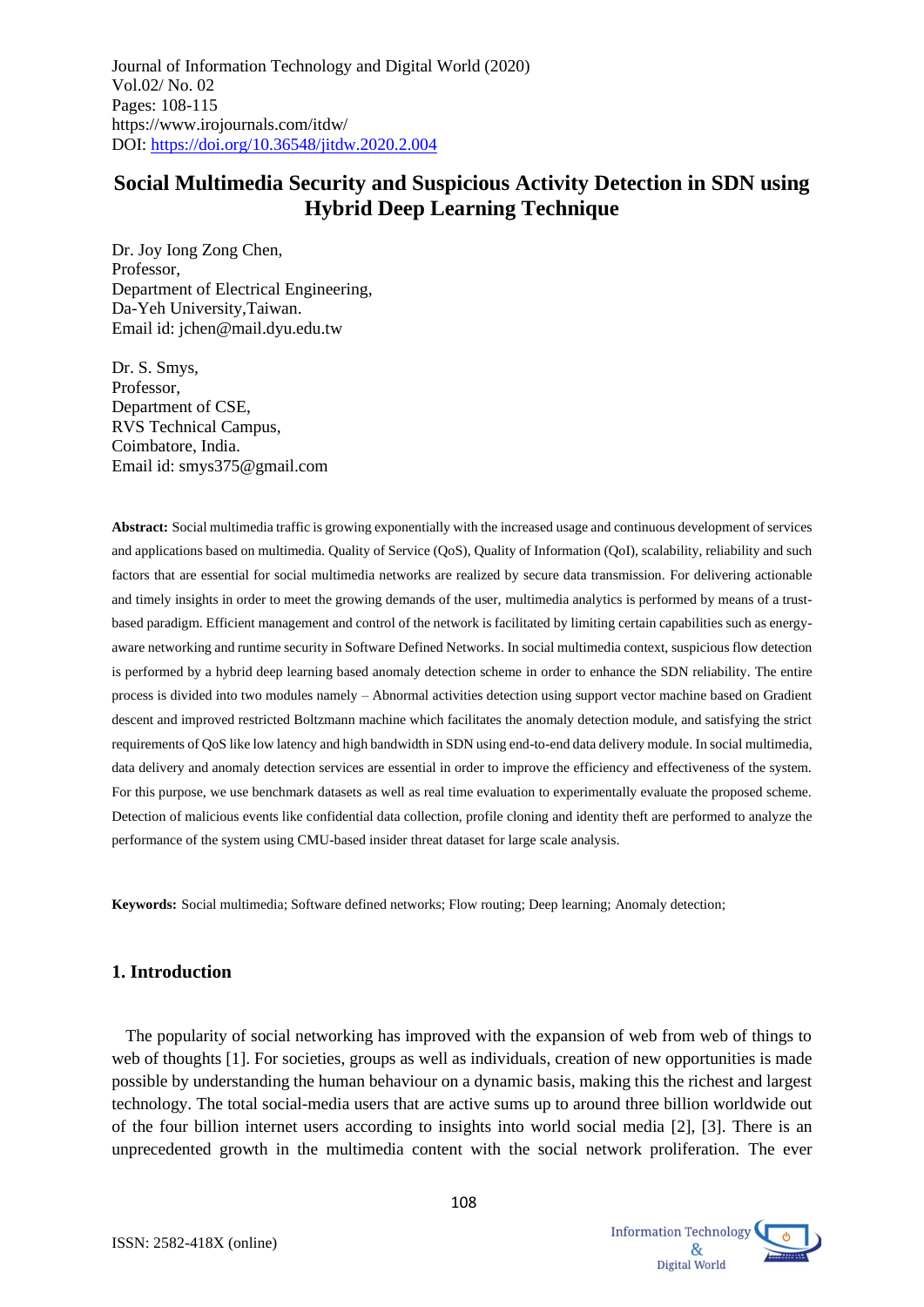Journal of Information Technology and Digital World (2020)
Vol.02/ No. 02
Pages: 108-115
https://www.irojournals.com/itdw/
DOI: https://doi.org/10.36548/jitdw.2020.2.004

# Social Multimedia Security and Suspicious Activity Detection in SDN using Hybrid Deep Learning Technique

Dr. Joy Iong Zong Chen,
Professor,
Department of Electrical Engineering,
Da-Yeh University,Taiwan.
Email id: jchen@mail.dyu.edu.tw

Dr. S. Smys,
Professor,
Department of CSE,
RVS Technical Campus,
Coimbatore, India.
Email id: smys375@gmail.com

**Abstract:** Social multimedia traffic is growing exponentially with the increased usage and continuous development of services and applications based on multimedia. Quality of Service (QoS), Quality of Information (QoI), scalability, reliability and such factors that are essential for social multimedia networks are realized by secure data transmission. For delivering actionable and timely insights in order to meet the growing demands of the user, multimedia analytics is performed by means of a trust-based paradigm. Efficient management and control of the network is facilitated by limiting certain capabilities such as energy-aware networking and runtime security in Software Defined Networks. In social multimedia context, suspicious flow detection is performed by a hybrid deep learning based anomaly detection scheme in order to enhance the SDN reliability. The entire process is divided into two modules namely – Abnormal activities detection using support vector machine based on Gradient descent and improved restricted Boltzmann machine which facilitates the anomaly detection module, and satisfying the strict requirements of QoS like low latency and high bandwidth in SDN using end-to-end data delivery module. In social multimedia, data delivery and anomaly detection services are essential in order to improve the efficiency and effectiveness of the system. For this purpose, we use benchmark datasets as well as real time evaluation to experimentally evaluate the proposed scheme. Detection of malicious events like confidential data collection, profile cloning and identity theft are performed to analyze the performance of the system using CMU-based insider threat dataset for large scale analysis.

**Keywords:** Social multimedia; Software defined networks; Flow routing; Deep learning; Anomaly detection;

## 1. Introduction

The popularity of social networking has improved with the expansion of web from web of things to web of thoughts [1]. For societies, groups as well as individuals, creation of new opportunities is made possible by understanding the human behaviour on a dynamic basis, making this the richest and largest technology. The total social-media users that are active sums up to around three billion worldwide out of the four billion internet users according to insights into world social media [2], [3]. There is an unprecedented growth in the multimedia content with the social network proliferation. The ever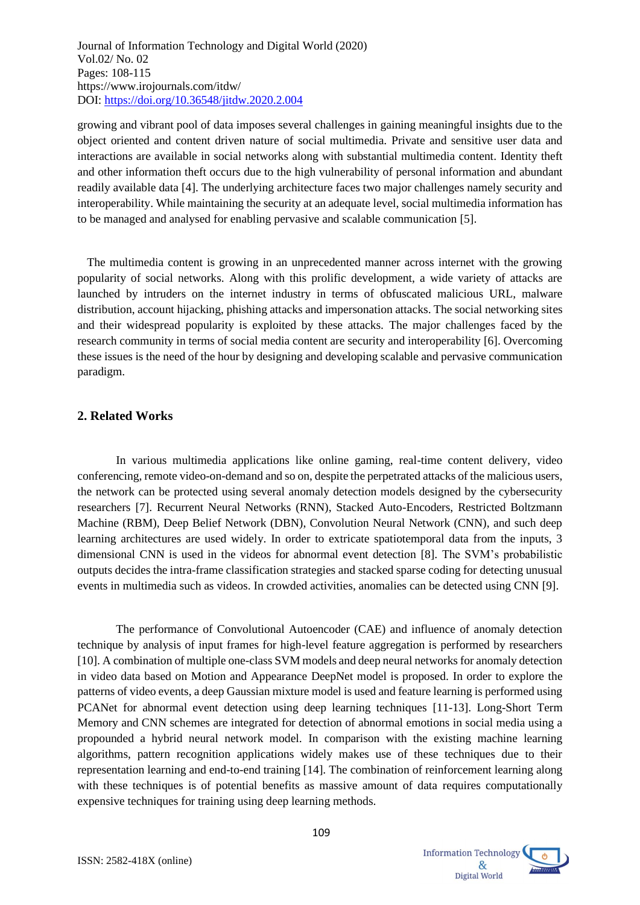growing and vibrant pool of data imposes several challenges in gaining meaningful insights due to the object oriented and content driven nature of social multimedia. Private and sensitive user data and interactions are available in social networks along with substantial multimedia content. Identity theft and other information theft occurs due to the high vulnerability of personal information and abundant readily available data [4]. The underlying architecture faces two major challenges namely security and interoperability. While maintaining the security at an adequate level, social multimedia information has to be managed and analysed for enabling pervasive and scalable communication [5].

The multimedia content is growing in an unprecedented manner across internet with the growing popularity of social networks. Along with this prolific development, a wide variety of attacks are launched by intruders on the internet industry in terms of obfuscated malicious URL, malware distribution, account hijacking, phishing attacks and impersonation attacks. The social networking sites and their widespread popularity is exploited by these attacks. The major challenges faced by the research community in terms of social media content are security and interoperability [6]. Overcoming these issues is the need of the hour by designing and developing scalable and pervasive communication paradigm.

## 2. Related Works

In various multimedia applications like online gaming, real-time content delivery, video conferencing, remote video-on-demand and so on, despite the perpetrated attacks of the malicious users, the network can be protected using several anomaly detection models designed by the cybersecurity researchers [7]. Recurrent Neural Networks (RNN), Stacked Auto-Encoders, Restricted Boltzmann Machine (RBM), Deep Belief Network (DBN), Convolution Neural Network (CNN), and such deep learning architectures are used widely. In order to extricate spatiotemporal data from the inputs, 3 dimensional CNN is used in the videos for abnormal event detection [8]. The SVM's probabilistic outputs decides the intra-frame classification strategies and stacked sparse coding for detecting unusual events in multimedia such as videos. In crowded activities, anomalies can be detected using CNN [9].

The performance of Convolutional Autoencoder (CAE) and influence of anomaly detection technique by analysis of input frames for high-level feature aggregation is performed by researchers [10]. A combination of multiple one-class SVM models and deep neural networks for anomaly detection in video data based on Motion and Appearance DeepNet model is proposed. In order to explore the patterns of video events, a deep Gaussian mixture model is used and feature learning is performed using PCANet for abnormal event detection using deep learning techniques [11-13]. Long-Short Term Memory and CNN schemes are integrated for detection of abnormal emotions in social media using a propounded a hybrid neural network model. In comparison with the existing machine learning algorithms, pattern recognition applications widely makes use of these techniques due to their representation learning and end-to-end training [14]. The combination of reinforcement learning along with these techniques is of potential benefits as massive amount of data requires computationally expensive techniques for training using deep learning methods.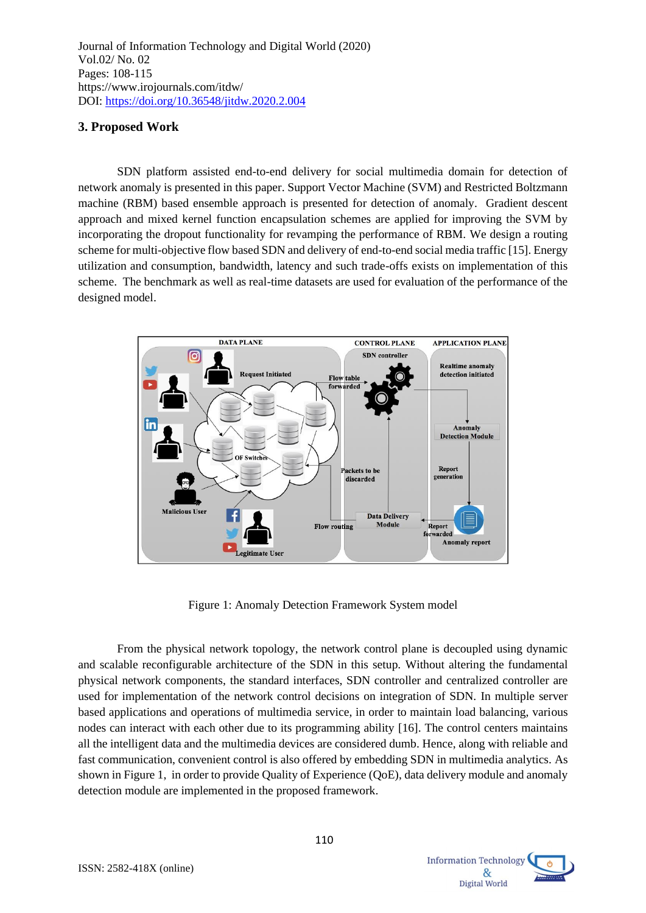## 3. Proposed Work

SDN platform assisted end-to-end delivery for social multimedia domain for detection of network anomaly is presented in this paper. Support Vector Machine (SVM) and Restricted Boltzmann machine (RBM) based ensemble approach is presented for detection of anomaly. Gradient descent approach and mixed kernel function encapsulation schemes are applied for improving the SVM by incorporating the dropout functionality for revamping the performance of RBM. We design a routing scheme for multi-objective flow based SDN and delivery of end-to-end social media traffic [15]. Energy utilization and consumption, bandwidth, latency and such trade-offs exists on implementation of this scheme. The benchmark as well as real-time datasets are used for evaluation of the performance of the designed model.

Figure 1: Anomaly Detection Framework System model

From the physical network topology, the network control plane is decoupled using dynamic and scalable reconfigurable architecture of the SDN in this setup. Without altering the fundamental physical network components, the standard interfaces, SDN controller and centralized controller are used for implementation of the network control decisions on integration of SDN. In multiple server based applications and operations of multimedia service, in order to maintain load balancing, various nodes can interact with each other due to its programming ability [16]. The control centers maintains all the intelligent data and the multimedia devices are considered dumb. Hence, along with reliable and fast communication, convenient control is also offered by embedding SDN in multimedia analytics. As shown in Figure 1, in order to provide Quality of Experience (QoE), data delivery module and anomaly detection module are implemented in the proposed framework.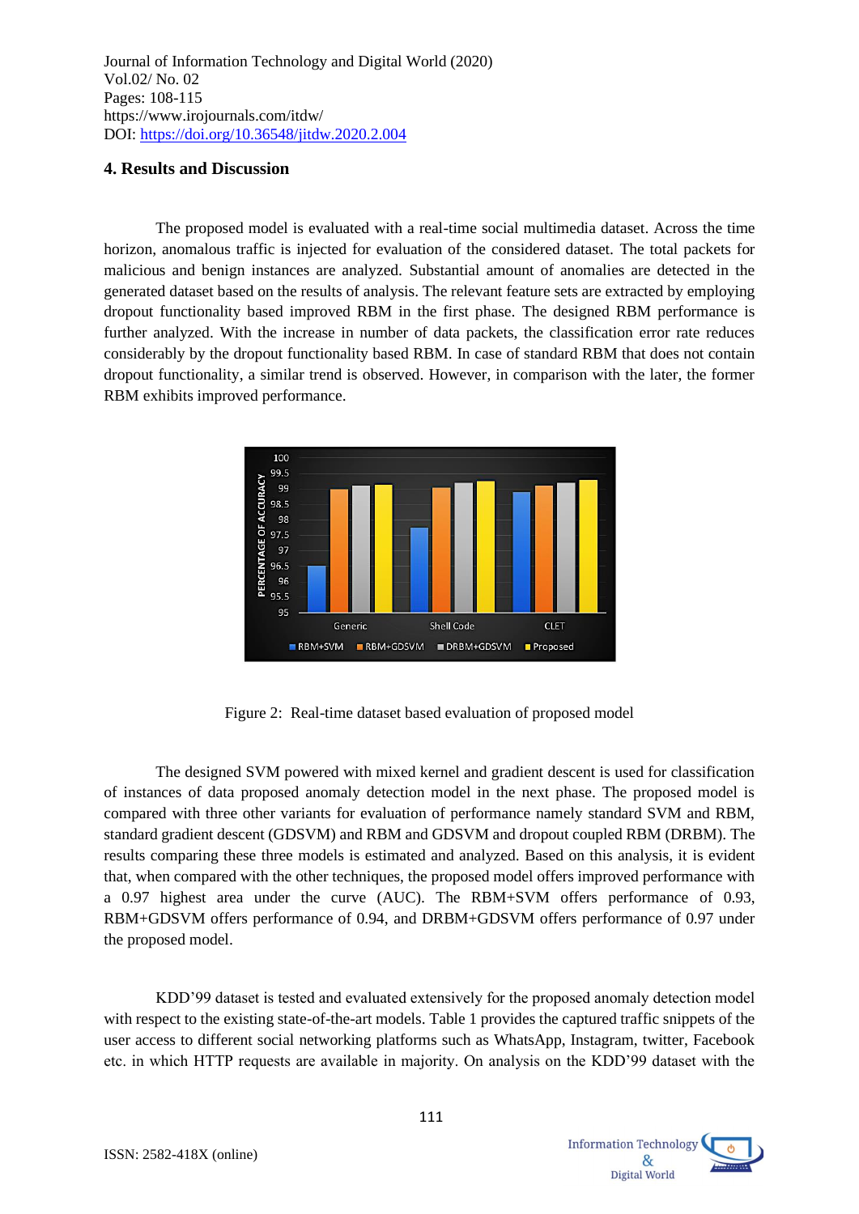## 4. Results and Discussion

The proposed model is evaluated with a real-time social multimedia dataset. Across the time horizon, anomalous traffic is injected for evaluation of the considered dataset. The total packets for malicious and benign instances are analyzed. Substantial amount of anomalies are detected in the generated dataset based on the results of analysis. The relevant feature sets are extracted by employing dropout functionality based improved RBM in the first phase. The designed RBM performance is further analyzed. With the increase in number of data packets, the classification error rate reduces considerably by the dropout functionality based RBM. In case of standard RBM that does not contain dropout functionality, a similar trend is observed. However, in comparison with the later, the former RBM exhibits improved performance.

Figure 2: Real-time dataset based evaluation of proposed model

The designed SVM powered with mixed kernel and gradient descent is used for classification of instances of data proposed anomaly detection model in the next phase. The proposed model is compared with three other variants for evaluation of performance namely standard SVM and RBM, standard gradient descent (GDSVM) and RBM and GDSVM and dropout coupled RBM (DRBM). The results comparing these three models is estimated and analyzed. Based on this analysis, it is evident that, when compared with the other techniques, the proposed model offers improved performance with a 0.97 highest area under the curve (AUC). The RBM+SVM offers performance of 0.93, RBM+GDSVM offers performance of 0.94, and DRBM+GDSVM offers performance of 0.97 under the proposed model.

KDD'99 dataset is tested and evaluated extensively for the proposed anomaly detection model with respect to the existing state-of-the-art models. Table 1 provides the captured traffic snippets of the user access to different social networking platforms such as WhatsApp, Instagram, twitter, Facebook etc. in which HTTP requests are available in majority. On analysis on the KDD'99 dataset with the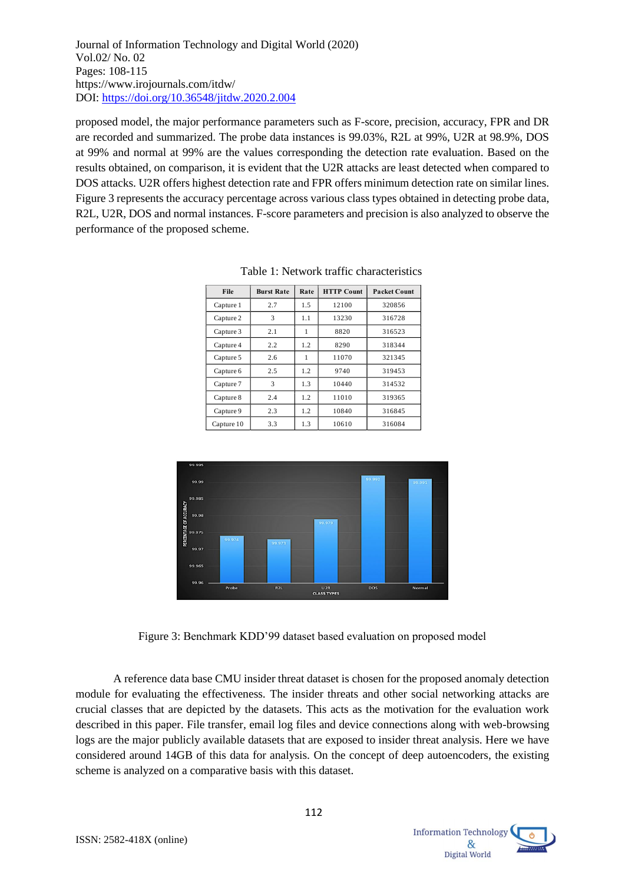proposed model, the major performance parameters such as F-score, precision, accuracy, FPR and DR are recorded and summarized. The probe data instances is 99.03%, R2L at 99%, U2R at 98.9%, DOS at 99% and normal at 99% are the values corresponding the detection rate evaluation. Based on the results obtained, on comparison, it is evident that the U2R attacks are least detected when compared to DOS attacks. U2R offers highest detection rate and FPR offers minimum detection rate on similar lines. Figure 3 represents the accuracy percentage across various class types obtained in detecting probe data, R2L, U2R, DOS and normal instances. F-score parameters and precision is also analyzed to observe the performance of the proposed scheme.

Table 1: Network traffic characteristics

| File | Burst Rate | Rate | HTTP Count | Packet Count |
|---|---|---|---|---|
| Capture 1 | 2.7 | 1.5 | 12100 | 320856 |
| Capture 2 | 3 | 1.1 | 13230 | 316728 |
| Capture 3 | 2.1 | 1 | 8820 | 316523 |
| Capture 4 | 2.2 | 1.2 | 8290 | 318344 |
| Capture 5 | 2.6 | 1 | 11070 | 321345 |
| Capture 6 | 2.5 | 1.2 | 9740 | 319453 |
| Capture 7 | 3 | 1.3 | 10440 | 314532 |
| Capture 8 | 2.4 | 1.2 | 11010 | 319365 |
| Capture 9 | 2.3 | 1.2 | 10840 | 316845 |
| Capture 10 | 3.3 | 1.3 | 10610 | 316084 |

Figure 3: Benchmark KDD'99 dataset based evaluation on proposed model

A reference data base CMU insider threat dataset is chosen for the proposed anomaly detection module for evaluating the effectiveness. The insider threats and other social networking attacks are crucial classes that are depicted by the datasets. This acts as the motivation for the evaluation work described in this paper. File transfer, email log files and device connections along with web-browsing logs are the major publicly available datasets that are exposed to insider threat analysis. Here we have considered around 14GB of this data for analysis. On the concept of deep autoencoders, the existing scheme is analyzed on a comparative basis with this dataset.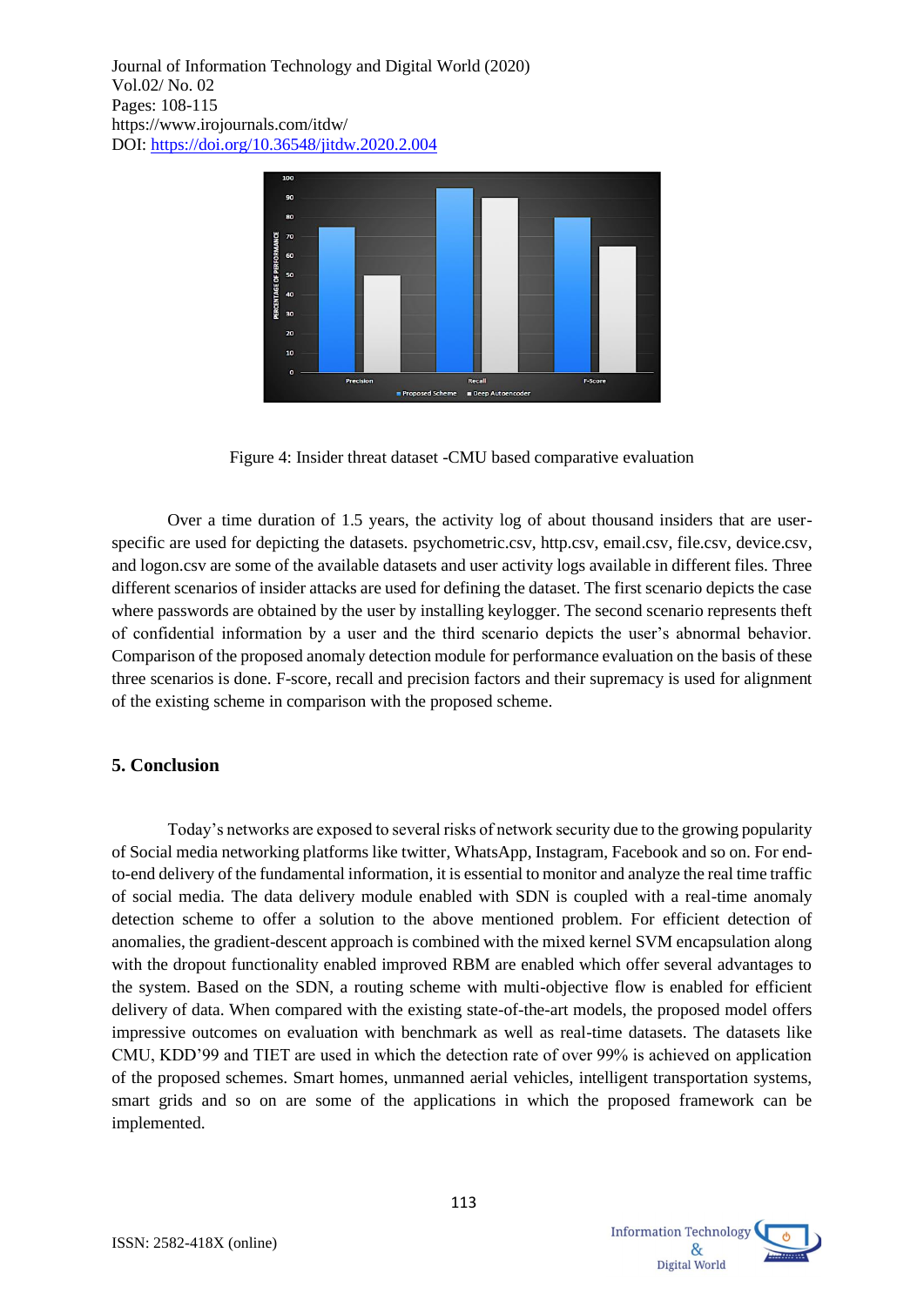Figure 4: Insider threat dataset -CMU based comparative evaluation

Over a time duration of 1.5 years, the activity log of about thousand insiders that are user-specific are used for depicting the datasets. psychometric.csv, http.csv, email.csv, file.csv, device.csv, and logon.csv are some of the available datasets and user activity logs available in different files. Three different scenarios of insider attacks are used for defining the dataset. The first scenario depicts the case where passwords are obtained by the user by installing keylogger. The second scenario represents theft of confidential information by a user and the third scenario depicts the user's abnormal behavior. Comparison of the proposed anomaly detection module for performance evaluation on the basis of these three scenarios is done. F-score, recall and precision factors and their supremacy is used for alignment of the existing scheme in comparison with the proposed scheme.

## 5. Conclusion

Today's networks are exposed to several risks of network security due to the growing popularity of Social media networking platforms like twitter, WhatsApp, Instagram, Facebook and so on. For end-to-end delivery of the fundamental information, it is essential to monitor and analyze the real time traffic of social media. The data delivery module enabled with SDN is coupled with a real-time anomaly detection scheme to offer a solution to the above mentioned problem. For efficient detection of anomalies, the gradient-descent approach is combined with the mixed kernel SVM encapsulation along with the dropout functionality enabled improved RBM are enabled which offer several advantages to the system. Based on the SDN, a routing scheme with multi-objective flow is enabled for efficient delivery of data. When compared with the existing state-of-the-art models, the proposed model offers impressive outcomes on evaluation with benchmark as well as real-time datasets. The datasets like CMU, KDD'99 and TIET are used in which the detection rate of over 99% is achieved on application of the proposed schemes. Smart homes, unmanned aerial vehicles, intelligent transportation systems, smart grids and so on are some of the applications in which the proposed framework can be implemented.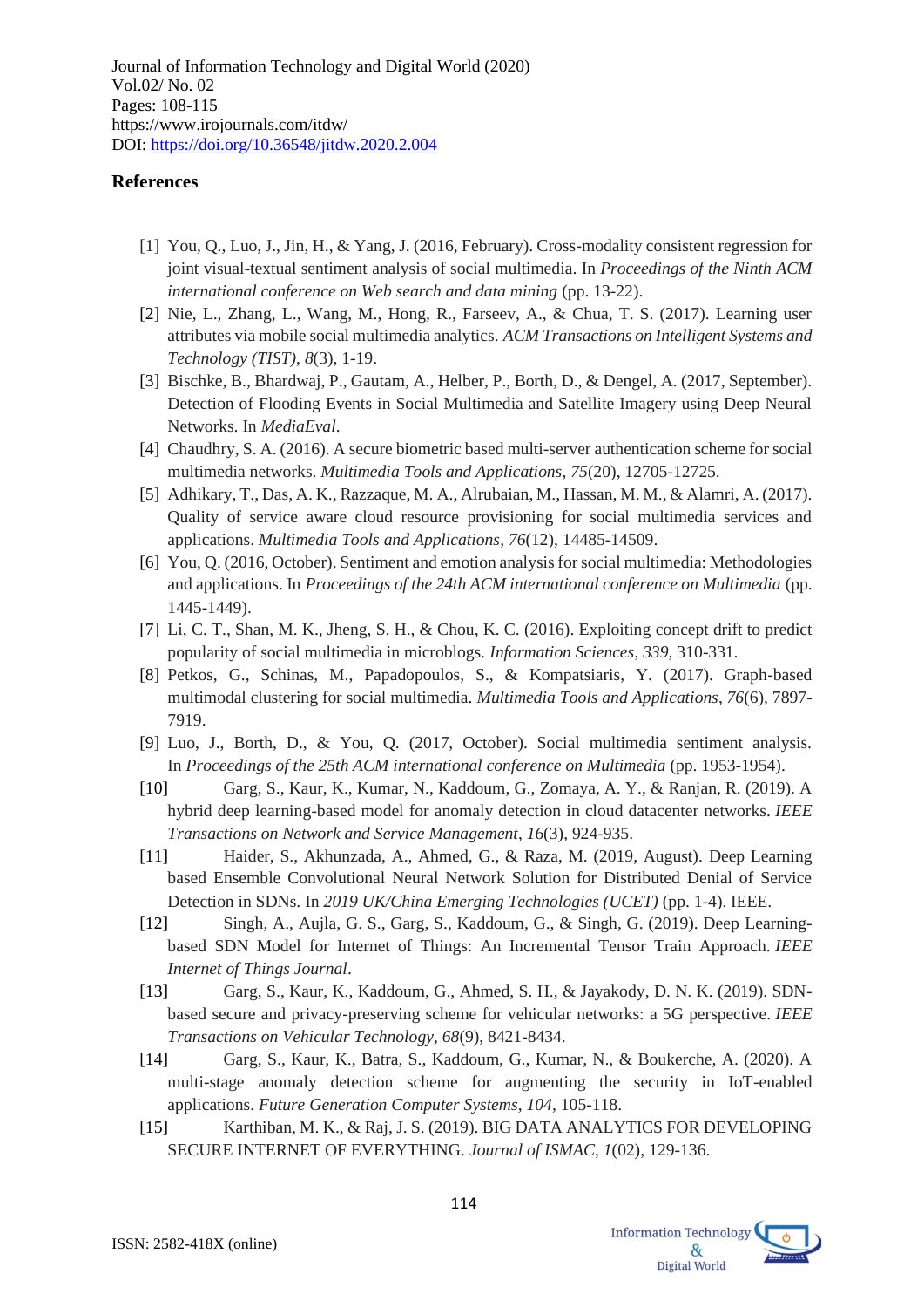## References

[1] You, Q., Luo, J., Jin, H., & Yang, J. (2016, February). Cross-modality consistent regression for joint visual-textual sentiment analysis of social multimedia. In *Proceedings of the Ninth ACM international conference on Web search and data mining* (pp. 13-22).

[2] Nie, L., Zhang, L., Wang, M., Hong, R., Farseev, A., & Chua, T. S. (2017). Learning user attributes via mobile social multimedia analytics. *ACM Transactions on Intelligent Systems and Technology (TIST)*, *8*(3), 1-19.

[3] Bischke, B., Bhardwaj, P., Gautam, A., Helber, P., Borth, D., & Dengel, A. (2017, September). Detection of Flooding Events in Social Multimedia and Satellite Imagery using Deep Neural Networks. In *MediaEval*.

[4] Chaudhry, S. A. (2016). A secure biometric based multi-server authentication scheme for social multimedia networks. *Multimedia Tools and Applications*, *75*(20), 12705-12725.

[5] Adhikary, T., Das, A. K., Razzaque, M. A., Alrubaian, M., Hassan, M. M., & Alamri, A. (2017). Quality of service aware cloud resource provisioning for social multimedia services and applications. *Multimedia Tools and Applications*, *76*(12), 14485-14509.

[6] You, Q. (2016, October). Sentiment and emotion analysis for social multimedia: Methodologies and applications. In *Proceedings of the 24th ACM international conference on Multimedia* (pp. 1445-1449).

[7] Li, C. T., Shan, M. K., Jheng, S. H., & Chou, K. C. (2016). Exploiting concept drift to predict popularity of social multimedia in microblogs. *Information Sciences*, *339*, 310-331.

[8] Petkos, G., Schinas, M., Papadopoulos, S., & Kompatsiaris, Y. (2017). Graph-based multimodal clustering for social multimedia. *Multimedia Tools and Applications*, *76*(6), 7897-7919.

[9] Luo, J., Borth, D., & You, Q. (2017, October). Social multimedia sentiment analysis. In *Proceedings of the 25th ACM international conference on Multimedia* (pp. 1953-1954).

[10] Garg, S., Kaur, K., Kumar, N., Kaddoum, G., Zomaya, A. Y., & Ranjan, R. (2019). A hybrid deep learning-based model for anomaly detection in cloud datacenter networks. *IEEE Transactions on Network and Service Management*, *16*(3), 924-935.

[11] Haider, S., Akhunzada, A., Ahmed, G., & Raza, M. (2019, August). Deep Learning based Ensemble Convolutional Neural Network Solution for Distributed Denial of Service Detection in SDNs. In *2019 UK/China Emerging Technologies (UCET)* (pp. 1-4). IEEE.

[12] Singh, A., Aujla, G. S., Garg, S., Kaddoum, G., & Singh, G. (2019). Deep Learning-based SDN Model for Internet of Things: An Incremental Tensor Train Approach. *IEEE Internet of Things Journal*.

[13] Garg, S., Kaur, K., Kaddoum, G., Ahmed, S. H., & Jayakody, D. N. K. (2019). SDN-based secure and privacy-preserving scheme for vehicular networks: a 5G perspective. *IEEE Transactions on Vehicular Technology*, *68*(9), 8421-8434.

[14] Garg, S., Kaur, K., Batra, S., Kaddoum, G., Kumar, N., & Boukerche, A. (2020). A multi-stage anomaly detection scheme for augmenting the security in IoT-enabled applications. *Future Generation Computer Systems*, *104*, 105-118.

[15] Karthiban, M. K., & Raj, J. S. (2019). BIG DATA ANALYTICS FOR DEVELOPING SECURE INTERNET OF EVERYTHING. *Journal of ISMAC*, *1*(02), 129-136.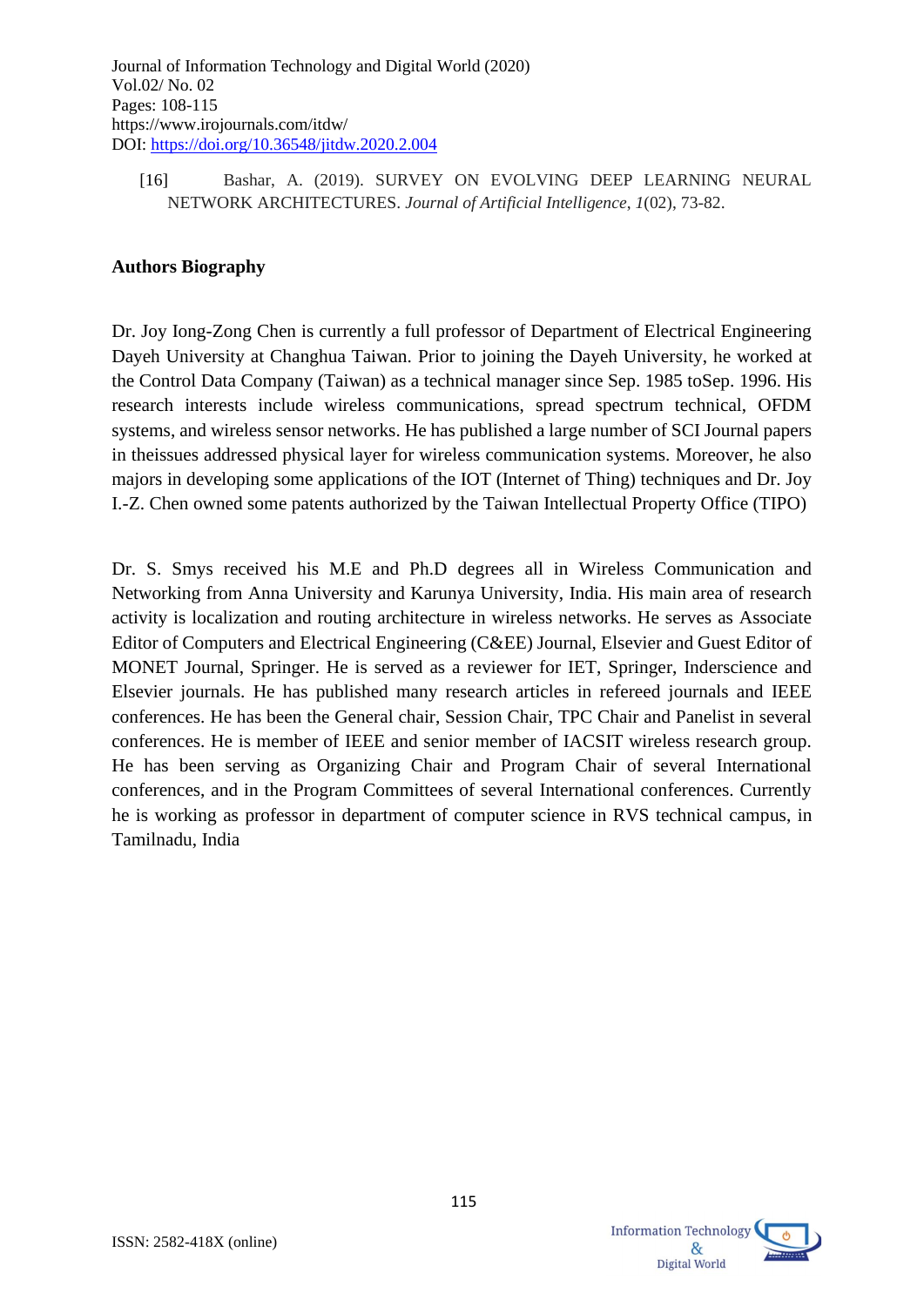[16] Bashar, A. (2019). SURVEY ON EVOLVING DEEP LEARNING NEURAL NETWORK ARCHITECTURES. *Journal of Artificial Intelligence*, *1*(02), 73-82.

**Authors Biography**

Dr. Joy Iong-Zong Chen is currently a full professor of Department of Electrical Engineering Dayeh University at Changhua Taiwan. Prior to joining the Dayeh University, he worked at the Control Data Company (Taiwan) as a technical manager since Sep. 1985 toSep. 1996. His research interests include wireless communications, spread spectrum technical, OFDM systems, and wireless sensor networks. He has published a large number of SCI Journal papers in theissues addressed physical layer for wireless communication systems. Moreover, he also majors in developing some applications of the IOT (Internet of Thing) techniques and Dr. Joy I.-Z. Chen owned some patents authorized by the Taiwan Intellectual Property Office (TIPO)

Dr. S. Smys received his M.E and Ph.D degrees all in Wireless Communication and Networking from Anna University and Karunya University, India. His main area of research activity is localization and routing architecture in wireless networks. He serves as Associate Editor of Computers and Electrical Engineering (C&EE) Journal, Elsevier and Guest Editor of MONET Journal, Springer. He is served as a reviewer for IET, Springer, Inderscience and Elsevier journals. He has published many research articles in refereed journals and IEEE conferences. He has been the General chair, Session Chair, TPC Chair and Panelist in several conferences. He is member of IEEE and senior member of IACSIT wireless research group. He has been serving as Organizing Chair and Program Chair of several International conferences, and in the Program Committees of several International conferences. Currently he is working as professor in department of computer science in RVS technical campus, in Tamilnadu, India